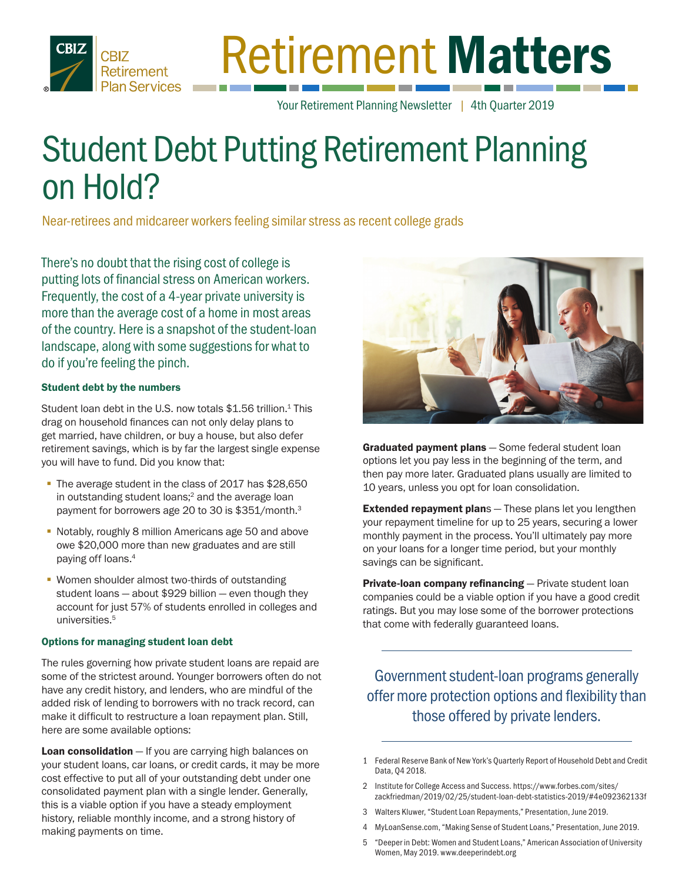# Retirement Matters

Your Retirement Planning Newsletter | 4th Quarter 2019

# Student Debt Putting Retirement Planning on Hold?

Near-retirees and midcareer workers feeling similar stress as recent college grads

There's no doubt that the rising cost of college is putting lots of financial stress on American workers. Frequently, the cost of a 4-year private university is more than the average cost of a home in most areas of the country. Here is a snapshot of the student-loan landscape, along with some suggestions for what to do if you're feeling the pinch.

### Student debt by the numbers

Student loan debt in the U.S. now totals $1.56 trillion.[1] This drag on household finances can not only delay plans to get married, have children, or buy a house, but also defer retirement savings, which is by far the largest single expense you will have to fund. Did you know that:

- The average student in the class of 2017 has $28,650 in outstanding student loans;[2] and the average loan payment for borrowers age 20 to 30 is $351/month.[3]
- Notably, roughly 8 million Americans age 50 and above owe $20,000 more than new graduates and are still paying off loans.[4]
- Women shoulder almost two-thirds of outstanding student loans — about $929 billion — even though they account for just 57% of students enrolled in colleges and universities.[5]

### Options for managing student loan debt

The rules governing how private student loans are repaid are some of the strictest around. Younger borrowers often do not have any credit history, and lenders, who are mindful of the added risk of lending to borrowers with no track record, can make it difficult to restructure a loan repayment plan. Still, here are some available options:

**Loan consolidation** — If you are carrying high balances on your student loans, car loans, or credit cards, it may be more cost effective to put all of your outstanding debt under one consolidated payment plan with a single lender. Generally, this is a viable option if you have a steady employment history, reliable monthly income, and a strong history of making payments on time.

**Graduated payment plans** — Some federal student loan options let you pay less in the beginning of the term, and then pay more later. Graduated plans usually are limited to 10 years, unless you opt for loan consolidation.

**Extended repayment plans** — These plans let you lengthen your repayment timeline for up to 25 years, securing a lower monthly payment in the process. You'll ultimately pay more on your loans for a longer time period, but your monthly savings can be significant.

**Private-loan company refinancing** — Private student loan companies could be a viable option if you have a good credit ratings. But you may lose some of the borrower protections that come with federally guaranteed loans.

> Government student-loan programs generally offer more protection options and flexibility than those offered by private lenders.

1 Federal Reserve Bank of New York's Quarterly Report of Household Debt and Credit Data, Q4 2018.

2 Institute for College Access and Success. https://www.forbes.com/sites/zackfriedman/2019/02/25/student-loan-debt-statistics-2019/#4e092362133f

3 Walters Kluwer, "Student Loan Repayments," Presentation, June 2019.

4 MyLoanSense.com, "Making Sense of Student Loans," Presentation, June 2019.

5 "Deeper in Debt: Women and Student Loans," American Association of University Women, May 2019. www.deeperindebt.org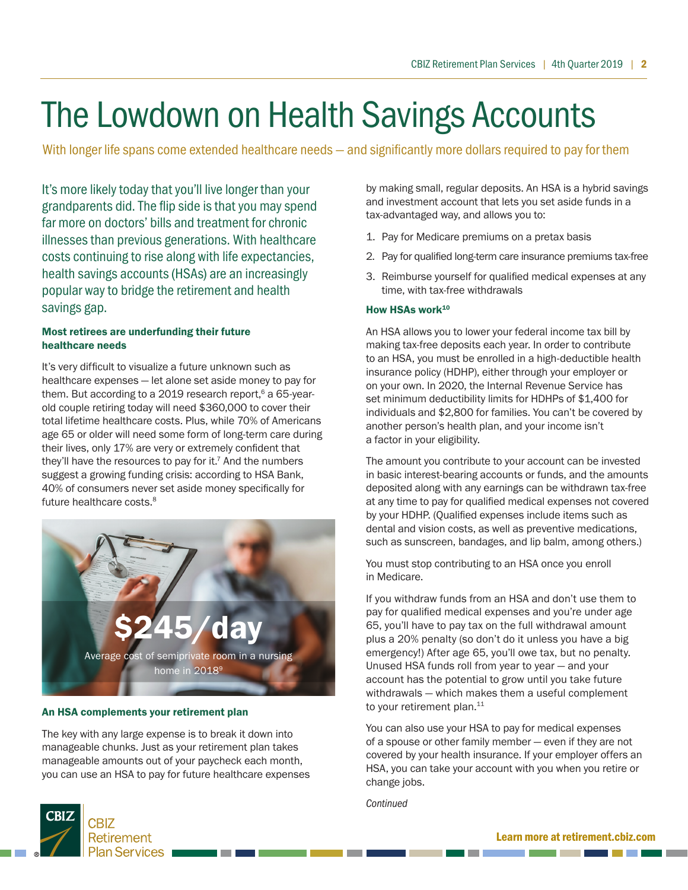# The Lowdown on Health Savings Accounts

With longer life spans come extended healthcare needs — and significantly more dollars required to pay for them

It's more likely today that you'll live longer than your grandparents did. The flip side is that you may spend far more on doctors' bills and treatment for chronic illnesses than previous generations. With healthcare costs continuing to rise along with life expectancies, health savings accounts (HSAs) are an increasingly popular way to bridge the retirement and health savings gap.

### Most retirees are underfunding their future healthcare needs

It's very difficult to visualize a future unknown such as healthcare expenses — let alone set aside money to pay for them. But according to a 2019 research report,[6] a 65-year-old couple retiring today will need $360,000 to cover their total lifetime healthcare costs. Plus, while 70% of Americans age 65 or older will need some form of long-term care during their lives, only 17% are very or extremely confident that they'll have the resources to pay for it.[7] And the numbers suggest a growing funding crisis: according to HSA Bank, 40% of consumers never set aside money specifically for future healthcare costs.[8]

**$245/day**

Average cost of semiprivate room in a nursing home in 2018[9]

### An HSA complements your retirement plan

The key with any large expense is to break it down into manageable chunks. Just as your retirement plan takes manageable amounts out of your paycheck each month, you can use an HSA to pay for future healthcare expenses by making small, regular deposits. An HSA is a hybrid savings and investment account that lets you set aside funds in a tax-advantaged way, and allows you to:

1. Pay for Medicare premiums on a pretax basis
2. Pay for qualified long-term care insurance premiums tax-free
3. Reimburse yourself for qualified medical expenses at any time, with tax-free withdrawals

### How HSAs work[10]

An HSA allows you to lower your federal income tax bill by making tax-free deposits each year. In order to contribute to an HSA, you must be enrolled in a high-deductible health insurance policy (HDHP), either through your employer or on your own. In 2020, the Internal Revenue Service has set minimum deductibility limits for HDHPs of $1,400 for individuals and $2,800 for families. You can't be covered by another person's health plan, and your income isn't a factor in your eligibility.

The amount you contribute to your account can be invested in basic interest-bearing accounts or funds, and the amounts deposited along with any earnings can be withdrawn tax-free at any time to pay for qualified medical expenses not covered by your HDHP. (Qualified expenses include items such as dental and vision costs, as well as preventive medications, such as sunscreen, bandages, and lip balm, among others.)

You must stop contributing to an HSA once you enroll in Medicare.

If you withdraw funds from an HSA and don't use them to pay for qualified medical expenses and you're under age 65, you'll have to pay tax on the full withdrawal amount plus a 20% penalty (so don't do it unless you have a big emergency!) After age 65, you'll owe tax, but no penalty. Unused HSA funds roll from year to year — and your account has the potential to grow until you take future withdrawals — which makes them a useful complement to your retirement plan.[11]

You can also use your HSA to pay for medical expenses of a spouse or other family member — even if they are not covered by your health insurance. If your employer offers an HSA, you can take your account with you when you retire or change jobs.

*Continued*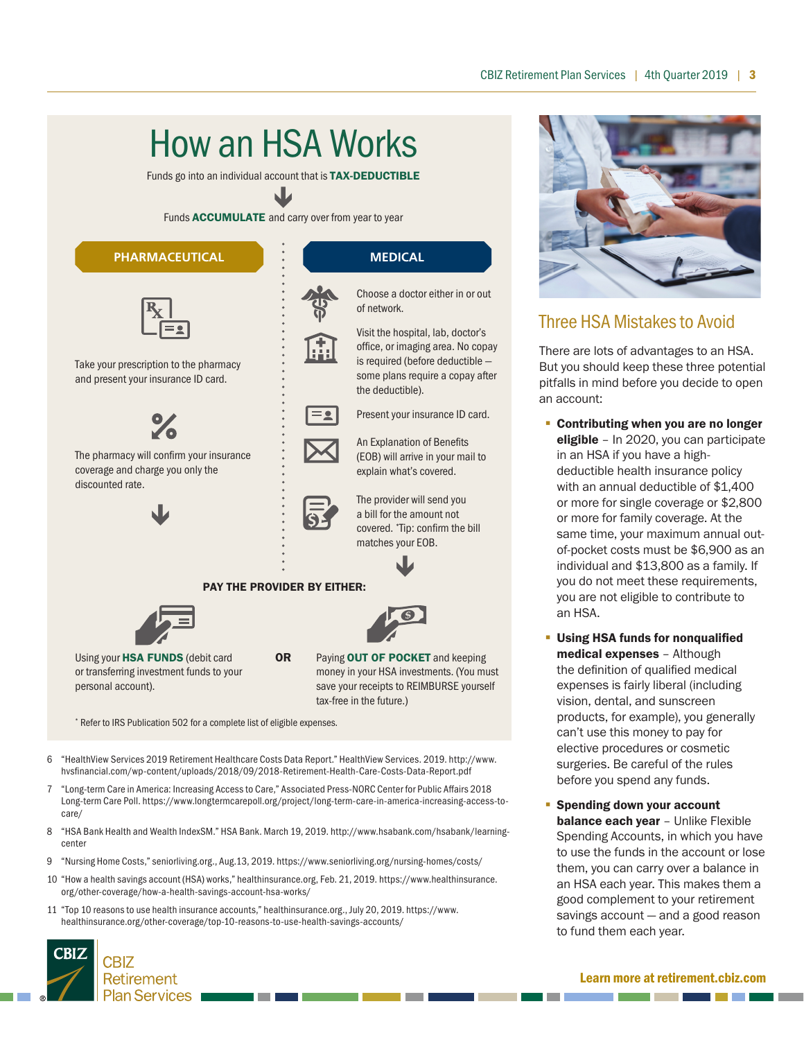# How an HSA Works

Funds go into an individual account that is **TAX-DEDUCTIBLE**

Funds **ACCUMULATE** and carry over from year to year

## PHARMACEUTICAL

Take your prescription to the pharmacy and present your insurance ID card.

The pharmacy will confirm your insurance coverage and charge you only the discounted rate.

## MEDICAL

Choose a doctor either in or out of network.

Visit the hospital, lab, doctor's office, or imaging area. No copay is required (before deductible – some plans require a copay after the deductible).

Present your insurance ID card.

An Explanation of Benefits (EOB) will arrive in your mail to explain what's covered.

The provider will send you a bill for the amount not covered. *Tip: confirm the bill matches your EOB.

**PAY THE PROVIDER BY EITHER:**

Using your **HSA FUNDS** (debit card or transferring investment funds to your personal account).

**OR**

Paying **OUT OF POCKET** and keeping money in your HSA investments. (You must save your receipts to REIMBURSE yourself tax-free in the future.)

* Refer to IRS Publication 502 for a complete list of eligible expenses.

6 "HealthView Services 2019 Retirement Healthcare Costs Data Report." HealthView Services. 2019. http://www.hvsfinancial.com/wp-content/uploads/2018/09/2018-Retirement-Health-Care-Costs-Data-Report.pdf

7 "Long-term Care in America: Increasing Access to Care," Associated Press-NORC Center for Public Affairs 2018 Long-term Care Poll. https://www.longtermcarepoll.org/project/long-term-care-in-america-increasing-access-to-care/

8 "HSA Bank Health and Wealth IndexSM." HSA Bank. March 19, 2019. http://www.hsabank.com/hsabank/learning-center

9 "Nursing Home Costs," seniorliving.org., Aug.13, 2019. https://www.seniorliving.org/nursing-homes/costs/

10 "How a health savings account (HSA) works," healthinsurance.org, Feb. 21, 2019. https://www.healthinsurance.org/other-coverage/how-a-health-savings-account-hsa-works/

11 "Top 10 reasons to use health insurance accounts," healthinsurance.org., July 20, 2019. https://www.healthinsurance.org/other-coverage/top-10-reasons-to-use-health-savings-accounts/

## Three HSA Mistakes to Avoid

There are lots of advantages to an HSA. But you should keep these three potential pitfalls in mind before you decide to open an account:

- **Contributing when you are no longer eligible** – In 2020, you can participate in an HSA if you have a high-deductible health insurance policy with an annual deductible of $1,400 or more for single coverage or $2,800 or more for family coverage. At the same time, your maximum annual out-of-pocket costs must be $6,900 as an individual and $13,800 as a family. If you do not meet these requirements, you are not eligible to contribute to an HSA.
- **Using HSA funds for nonqualified medical expenses** – Although the definition of qualified medical expenses is fairly liberal (including vision, dental, and sunscreen products, for example), you generally can't use this money to pay for elective procedures or cosmetic surgeries. Be careful of the rules before you spend any funds.
- **Spending down your account balance each year** – Unlike Flexible Spending Accounts, in which you have to use the funds in the account or lose them, you can carry over a balance in an HSA each year. This makes them a good complement to your retirement savings account — and a good reason to fund them each year.

**Learn more at retirement.cbiz.com**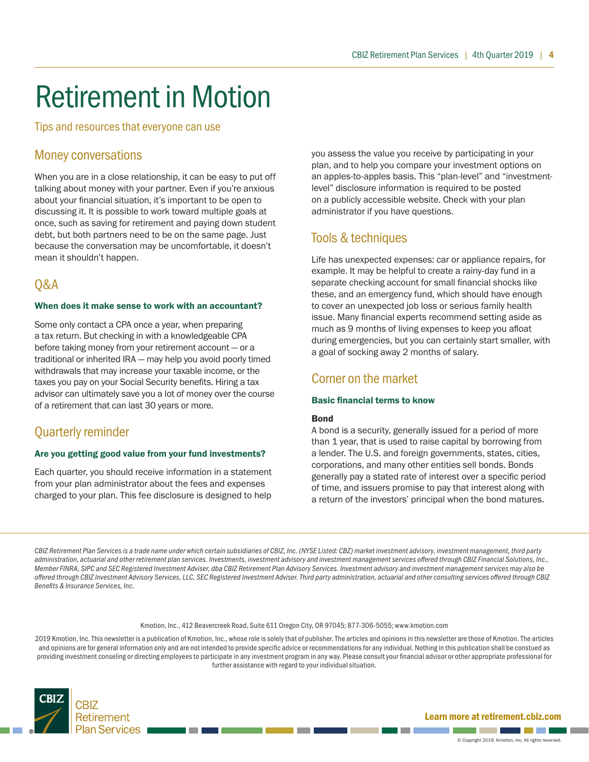# Retirement in Motion

Tips and resources that everyone can use

## Money conversations

When you are in a close relationship, it can be easy to put off talking about money with your partner. Even if you're anxious about your financial situation, it's important to be open to discussing it. It is possible to work toward multiple goals at once, such as saving for retirement and paying down student debt, but both partners need to be on the same page. Just because the conversation may be uncomfortable, it doesn't mean it shouldn't happen.

## Q&A

### When does it make sense to work with an accountant?

Some only contact a CPA once a year, when preparing a tax return. But checking in with a knowledgeable CPA before taking money from your retirement account — or a traditional or inherited IRA — may help you avoid poorly timed withdrawals that may increase your taxable income, or the taxes you pay on your Social Security benefits. Hiring a tax advisor can ultimately save you a lot of money over the course of a retirement that can last 30 years or more.

## Quarterly reminder

### Are you getting good value from your fund investments?

Each quarter, you should receive information in a statement from your plan administrator about the fees and expenses charged to your plan. This fee disclosure is designed to help you assess the value you receive by participating in your plan, and to help you compare your investment options on an apples-to-apples basis. This "plan-level" and "investment-level" disclosure information is required to be posted on a publicly accessible website. Check with your plan administrator if you have questions.

## Tools & techniques

Life has unexpected expenses: car or appliance repairs, for example. It may be helpful to create a rainy-day fund in a separate checking account for small financial shocks like these, and an emergency fund, which should have enough to cover an unexpected job loss or serious family health issue. Many financial experts recommend setting aside as much as 9 months of living expenses to keep you afloat during emergencies, but you can certainly start smaller, with a goal of socking away 2 months of salary.

## Corner on the market

### Basic financial terms to know

**Bond**

A bond is a security, generally issued for a period of more than 1 year, that is used to raise capital by borrowing from a lender. The U.S. and foreign governments, states, cities, corporations, and many other entities sell bonds. Bonds generally pay a stated rate of interest over a specific period of time, and issuers promise to pay that interest along with a return of the investors' principal when the bond matures.

---

*CBIZ Retirement Plan Services is a trade name under which certain subsidiaries of CBIZ, Inc. (NYSE Listed: CBZ) market investment advisory, investment management, third party administration, actuarial and other retirement plan services. Investments, investment advisory and investment management services offered through CBIZ Financial Solutions, Inc., Member FINRA, SIPC and SEC Registered Investment Adviser, dba CBIZ Retirement Plan Advisory Services. Investment advisory and investment management services may also be offered through CBIZ Investment Advisory Services, LLC, SEC Registered Investment Adviser. Third party administration, actuarial and other consulting services offered through CBIZ Benefits & Insurance Services, Inc.*

Kmotion, Inc., 412 Beavercreek Road, Suite 611 Oregon City, OR 97045; 877-306-5055; www.kmotion.com

2019 Kmotion, Inc. This newsletter is a publication of Kmotion, Inc., whose role is solely that of publisher. The articles and opinions in this newsletter are those of Kmotion. The articles and opinions are for general information only and are not intended to provide specific advice or recommendations for any individual. Nothing in this publication shall be constued as providing investment conseling or directing employees to participate in any investment program in any way. Please consult your financial advisor or other appropriate professional for further assistance with regard to your individual situation.

CBIZ Retirement Plan Services

Learn more at retirement.cbiz.com

© Copyright 2019. Kmotion, Inc. All rights reserved.